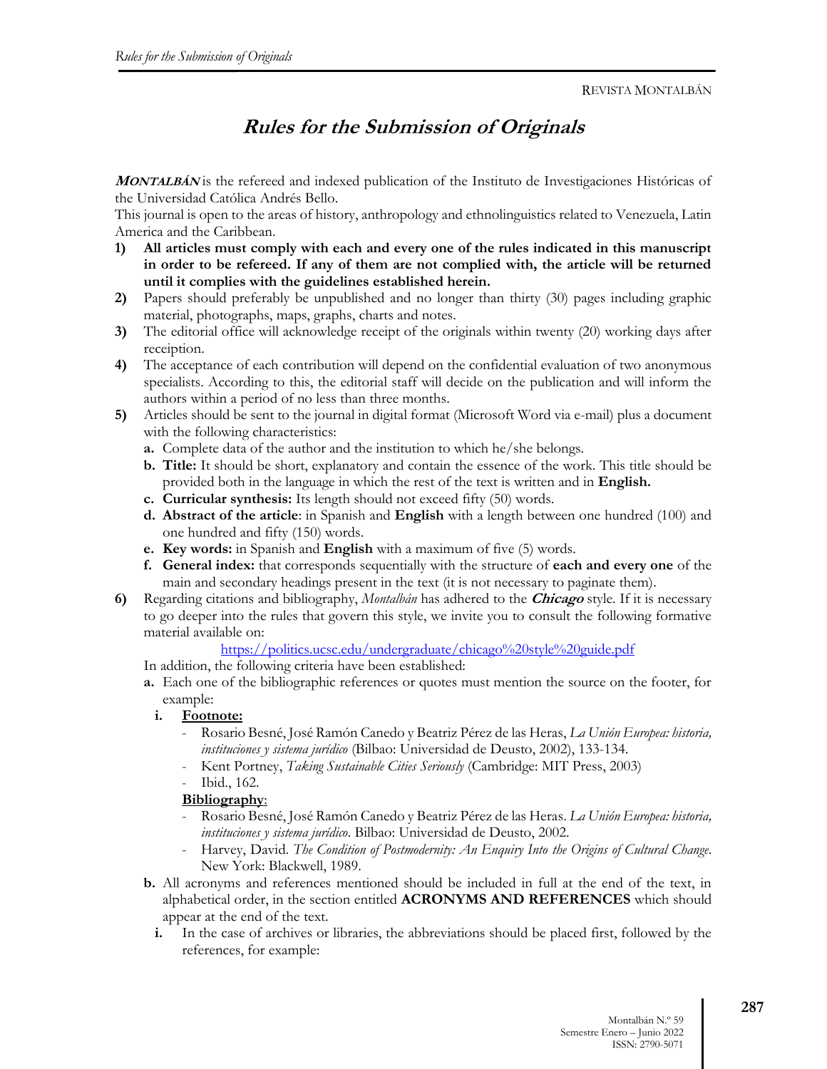# *Rules for the Submission of Originals*

***MONTALBÁN*** is the refereed and indexed publication of the Instituto de Investigaciones Históricas of the Universidad Católica Andrés Bello.

This journal is open to the areas of history, anthropology and ethnolinguistics related to Venezuela, Latin America and the Caribbean.

1) **All articles must comply with each and every one of the rules indicated in this manuscript in order to be refereed. If any of them are not complied with, the article will be returned until it complies with the guidelines established herein.**
2) Papers should preferably be unpublished and no longer than thirty (30) pages including graphic material, photographs, maps, graphs, charts and notes.
3) The editorial office will acknowledge receipt of the originals within twenty (20) working days after receiption.
4) The acceptance of each contribution will depend on the confidential evaluation of two anonymous specialists. According to this, the editorial staff will decide on the publication and will inform the authors within a period of no less than three months.
5) Articles should be sent to the journal in digital format (Microsoft Word via e-mail) plus a document with the following characteristics:
   - **a.** Complete data of the author and the institution to which he/she belongs.
   - **b. Title:** It should be short, explanatory and contain the essence of the work. This title should be provided both in the language in which the rest of the text is written and in **English.**
   - **c. Curricular synthesis:** Its length should not exceed fifty (50) words.
   - **d. Abstract of the article**: in Spanish and **English** with a length between one hundred (100) and one hundred and fifty (150) words.
   - **e. Key words:** in Spanish and **English** with a maximum of five (5) words.
   - **f. General index:** that corresponds sequentially with the structure of **each and every one** of the main and secondary headings present in the text (it is not necessary to paginate them).
6) Regarding citations and bibliography, *Montalbán* has adhered to the ***Chicago*** style. If it is necessary to go deeper into the rules that govern this style, we invite you to consult the following formative material available on:

   https://politics.ucsc.edu/undergraduate/chicago%20style%20guide.pdf

   In addition, the following criteria have been established:
   - **a.** Each one of the bibliographic references or quotes must mention the source on the footer, for example:
     - **i.** **Footnote:**
       - Rosario Besné, José Ramón Canedo y Beatriz Pérez de las Heras, *La Unión Europea: historia, instituciones y sistema jurídico* (Bilbao: Universidad de Deusto, 2002), 133-134.
       - Kent Portney, *Taking Sustainable Cities Seriously* (Cambridge: MIT Press, 2003)
       - Ibid., 162.

       **Bibliography**:
       - Rosario Besné, José Ramón Canedo y Beatriz Pérez de las Heras. *La Unión Europea: historia, instituciones y sistema jurídico*. Bilbao: Universidad de Deusto, 2002.
       - Harvey, David. *The Condition of Postmodernity: An Enquiry Into the Origins of Cultural Change*. New York: Blackwell, 1989.
   - **b.** All acronyms and references mentioned should be included in full at the end of the text, in alphabetical order, in the section entitled **ACRONYMS AND REFERENCES** which should appear at the end of the text.
     - **i.** In the case of archives or libraries, the abbreviations should be placed first, followed by the references, for example: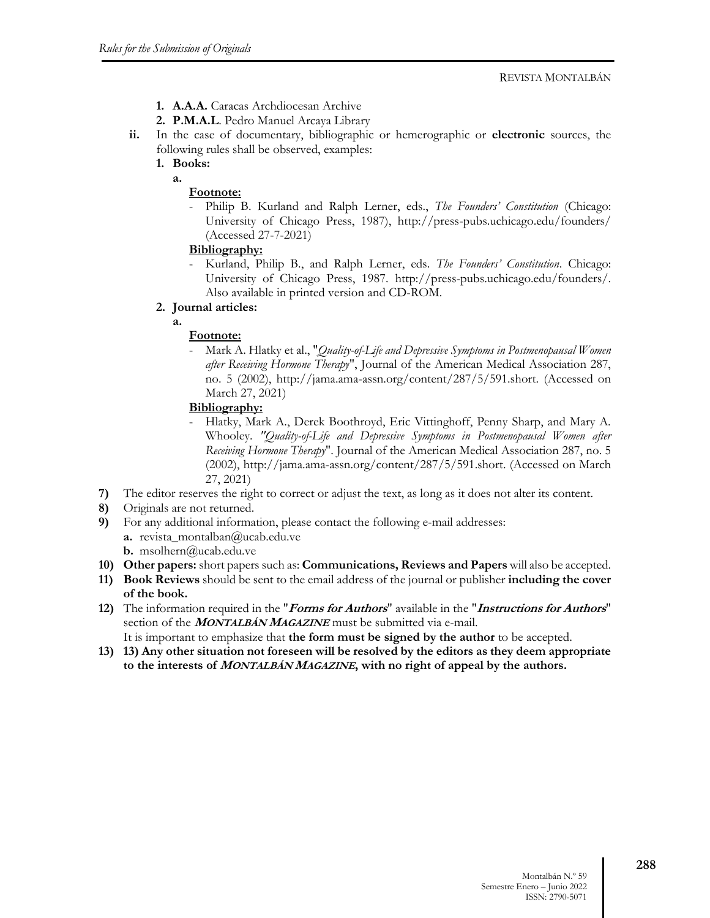1. **A.A.A.** Caracas Archdiocesan Archive
2. **P.M.A.L**. Pedro Manuel Arcaya Library

**ii.** In the case of documentary, bibliographic or hemerographic or **electronic** sources, the following rules shall be observed, examples:

1. **Books:**

   **a.**

   **Footnote:**

   - Philip B. Kurland and Ralph Lerner, eds., *The Founders' Constitution* (Chicago: University of Chicago Press, 1987), http://press-pubs.uchicago.edu/founders/ (Accessed 27-7-2021)

   **Bibliography:**

   - Kurland, Philip B., and Ralph Lerner, eds. *The Founders' Constitution*. Chicago: University of Chicago Press, 1987. http://press-pubs.uchicago.edu/founders/. Also available in printed version and CD-ROM.

2. **Journal articles:**

   **a.**

   **Footnote:**

   - Mark A. Hlatky et al., "*Quality-of-Life and Depressive Symptoms in Postmenopausal Women after Receiving Hormone Therapy*", Journal of the American Medical Association 287, no. 5 (2002), http://jama.ama-assn.org/content/287/5/591.short. (Accessed on March 27, 2021)

   **Bibliography:**

   - Hlatky, Mark A., Derek Boothroyd, Eric Vittinghoff, Penny Sharp, and Mary A. Whooley. *"Quality-of-Life and Depressive Symptoms in Postmenopausal Women after Receiving Hormone Therapy*". Journal of the American Medical Association 287, no. 5 (2002), http://jama.ama-assn.org/content/287/5/591.short. (Accessed on March 27, 2021)

**7)** The editor reserves the right to correct or adjust the text, as long as it does not alter its content.

**8)** Originals are not returned.

**9)** For any additional information, please contact the following e-mail addresses:

   **a.** revista_montalban@ucab.edu.ve

   **b.** msolhern@ucab.edu.ve

**10)** **Other papers:** short papers such as: **Communications, Reviews and Papers** will also be accepted.

**11)** **Book Reviews** should be sent to the email address of the journal or publisher **including the cover of the book.**

**12)** The information required in the "***Forms for Authors***" available in the "***Instructions for Authors***" section of the ***MONTALBÁN MAGAZINE*** must be submitted via e-mail.
It is important to emphasize that **the form must be signed by the author** to be accepted.

**13)** **13) Any other situation not foreseen will be resolved by the editors as they deem appropriate to the interests of *MONTALBÁN MAGAZINE*, with no right of appeal by the authors.**